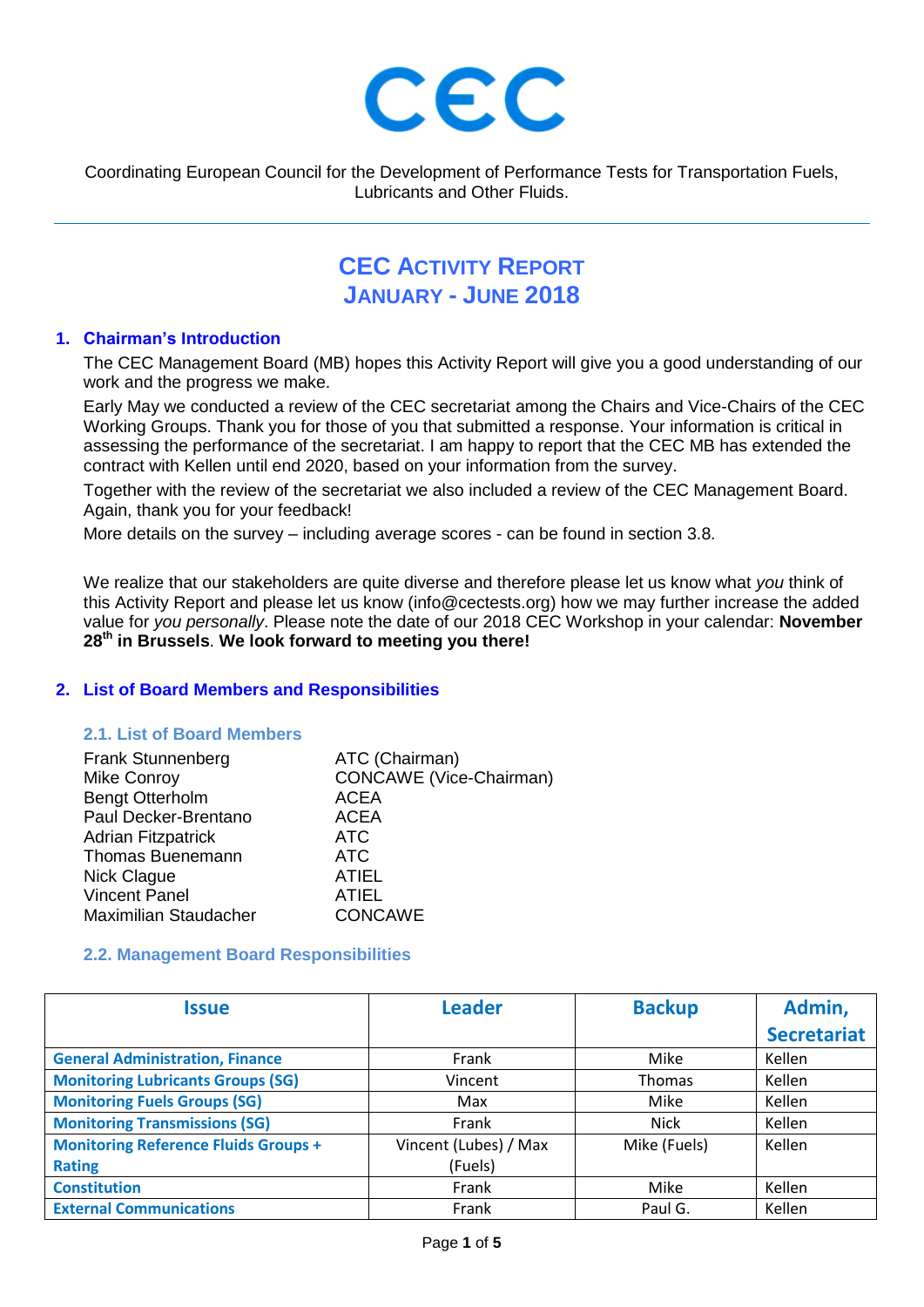# CEC

Coordinating European Council for the Development of Performance Tests for Transportation Fuels, Lubricants and Other Fluids.

## CEC ACTIVITY REPORT
## JANUARY - JUNE 2018

### 1. Chairman's Introduction

The CEC Management Board (MB) hopes this Activity Report will give you a good understanding of our work and the progress we make.

Early May we conducted a review of the CEC secretariat among the Chairs and Vice-Chairs of the CEC Working Groups. Thank you for those of you that submitted a response. Your information is critical in assessing the performance of the secretariat. I am happy to report that the CEC MB has extended the contract with Kellen until end 2020, based on your information from the survey.

Together with the review of the secretariat we also included a review of the CEC Management Board. Again, thank you for your feedback!

More details on the survey – including average scores - can be found in section 3.8.

We realize that our stakeholders are quite diverse and therefore please let us know what *you* think of this Activity Report and please let us know (info@cectests.org) how we may further increase the added value for *you personally*. Please note the date of our 2018 CEC Workshop in your calendar: **November 28th in Brussels**. **We look forward to meeting you there!**

### 2. List of Board Members and Responsibilities

#### 2.1. List of Board Members

| | |
|---|---|
| Frank Stunnenberg | ATC (Chairman) |
| Mike Conroy | CONCAWE (Vice-Chairman) |
| Bengt Otterholm | ACEA |
| Paul Decker-Brentano | ACEA |
| Adrian Fitzpatrick | ATC |
| Thomas Buenemann | ATC |
| Nick Clague | ATIEL |
| Vincent Panel | ATIEL |
| Maximilian Staudacher | CONCAWE |

#### 2.2. Management Board Responsibilities

| Issue | Leader | Backup | Admin, Secretariat |
|---|---|---|---|
| General Administration, Finance | Frank | Mike | Kellen |
| Monitoring Lubricants Groups (SG) | Vincent | Thomas | Kellen |
| Monitoring Fuels Groups (SG) | Max | Mike | Kellen |
| Monitoring Transmissions (SG) | Frank | Nick | Kellen |
| Monitoring Reference Fluids Groups + Rating | Vincent (Lubes) / Max (Fuels) | Mike (Fuels) | Kellen |
| Constitution | Frank | Mike | Kellen |
| External Communications | Frank | Paul G. | Kellen |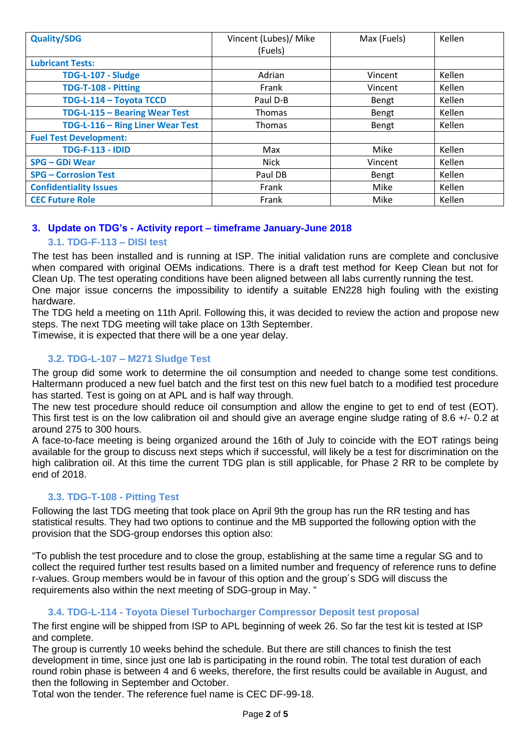| Quality/SDG | Vincent (Lubes)/ Mike (Fuels) | Max (Fuels) | Kellen |
|---|---|---|---|
| **Lubricant Tests:** | | | |
| TDG-L-107 - Sludge | Adrian | Vincent | Kellen |
| TDG-T-108 - Pitting | Frank | Vincent | Kellen |
| TDG-L-114 – Toyota TCCD | Paul D-B | Bengt | Kellen |
| TDG-L-115 – Bearing Wear Test | Thomas | Bengt | Kellen |
| TDG-L-116 – Ring Liner Wear Test | Thomas | Bengt | Kellen |
| **Fuel Test Development:** | | | |
| TDG-F-113 - IDID | Max | Mike | Kellen |
| SPG – GDi Wear | Nick | Vincent | Kellen |
| SPG – Corrosion Test | Paul DB | Bengt | Kellen |
| Confidentiality Issues | Frank | Mike | Kellen |
| CEC Future Role | Frank | Mike | Kellen |

## 3. Update on TDG's - Activity report – timeframe January-June 2018

### 3.1. TDG-F-113 – DISI test

The test has been installed and is running at ISP. The initial validation runs are complete and conclusive when compared with original OEMs indications. There is a draft test method for Keep Clean but not for Clean Up. The test operating conditions have been aligned between all labs currently running the test.
One major issue concerns the impossibility to identify a suitable EN228 high fouling with the existing hardware.
The TDG held a meeting on 11th April. Following this, it was decided to review the action and propose new steps. The next TDG meeting will take place on 13th September.
Timewise, it is expected that there will be a one year delay.

### 3.2. TDG-L-107 – M271 Sludge Test

The group did some work to determine the oil consumption and needed to change some test conditions. Haltermann produced a new fuel batch and the first test on this new fuel batch to a modified test procedure has started. Test is going on at APL and is half way through.
The new test procedure should reduce oil consumption and allow the engine to get to end of test (EOT). This first test is on the low calibration oil and should give an average engine sludge rating of 8.6 +/- 0.2 at around 275 to 300 hours.
A face-to-face meeting is being organized around the 16th of July to coincide with the EOT ratings being available for the group to discuss next steps which if successful, will likely be a test for discrimination on the high calibration oil. At this time the current TDG plan is still applicable, for Phase 2 RR to be complete by end of 2018.

### 3.3. TDG-T-108 - Pitting Test

Following the last TDG meeting that took place on April 9th the group has run the RR testing and has statistical results. They had two options to continue and the MB supported the following option with the provision that the SDG-group endorses this option also:

"To publish the test procedure and to close the group, establishing at the same time a regular SG and to collect the required further test results based on a limited number and frequency of reference runs to define r-values. Group members would be in favour of this option and the group´s SDG will discuss the requirements also within the next meeting of SDG-group in May. "

### 3.4. TDG-L-114 - Toyota Diesel Turbocharger Compressor Deposit test proposal

The first engine will be shipped from ISP to APL beginning of week 26. So far the test kit is tested at ISP and complete.
The group is currently 10 weeks behind the schedule. But there are still chances to finish the test development in time, since just one lab is participating in the round robin. The total test duration of each round robin phase is between 4 and 6 weeks, therefore, the first results could be available in August, and then the following in September and October.
Total won the tender. The reference fuel name is CEC DF-99-18.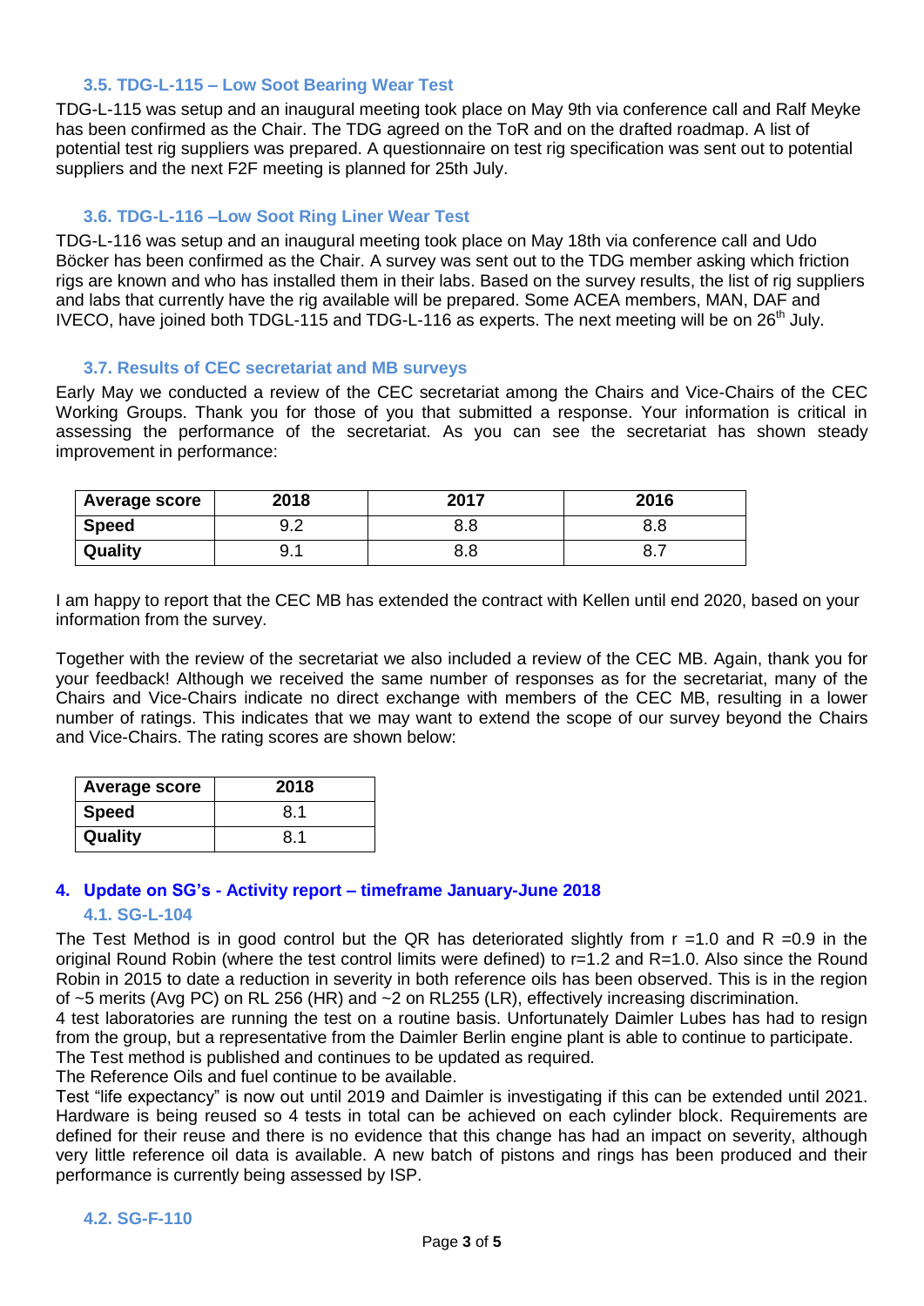### 3.5. TDG-L-115 – Low Soot Bearing Wear Test

TDG-L-115 was setup and an inaugural meeting took place on May 9th via conference call and Ralf Meyke has been confirmed as the Chair. The TDG agreed on the ToR and on the drafted roadmap. A list of potential test rig suppliers was prepared. A questionnaire on test rig specification was sent out to potential suppliers and the next F2F meeting is planned for 25th July.

### 3.6. TDG-L-116 –Low Soot Ring Liner Wear Test

TDG-L-116 was setup and an inaugural meeting took place on May 18th via conference call and Udo Böcker has been confirmed as the Chair. A survey was sent out to the TDG member asking which friction rigs are known and who has installed them in their labs. Based on the survey results, the list of rig suppliers and labs that currently have the rig available will be prepared. Some ACEA members, MAN, DAF and IVECO, have joined both TDGL-115 and TDG-L-116 as experts. The next meeting will be on 26th July.

### 3.7. Results of CEC secretariat and MB surveys

Early May we conducted a review of the CEC secretariat among the Chairs and Vice-Chairs of the CEC Working Groups. Thank you for those of you that submitted a response. Your information is critical in assessing the performance of the secretariat. As you can see the secretariat has shown steady improvement in performance:

| Average score | 2018 | 2017 | 2016 |
|---|---|---|---|
| **Speed** | 9.2 | 8.8 | 8.8 |
| **Quality** | 9.1 | 8.8 | 8.7 |

I am happy to report that the CEC MB has extended the contract with Kellen until end 2020, based on your information from the survey.

Together with the review of the secretariat we also included a review of the CEC MB. Again, thank you for your feedback! Although we received the same number of responses as for the secretariat, many of the Chairs and Vice-Chairs indicate no direct exchange with members of the CEC MB, resulting in a lower number of ratings. This indicates that we may want to extend the scope of our survey beyond the Chairs and Vice-Chairs. The rating scores are shown below:

| Average score | 2018 |
|---|---|
| **Speed** | 8.1 |
| **Quality** | 8.1 |

## 4. Update on SG's - Activity report – timeframe January-June 2018

### 4.1. SG-L-104

The Test Method is in good control but the QR has deteriorated slightly from r =1.0 and R =0.9 in the original Round Robin (where the test control limits were defined) to r=1.2 and R=1.0. Also since the Round Robin in 2015 to date a reduction in severity in both reference oils has been observed. This is in the region of ~5 merits (Avg PC) on RL 256 (HR) and ~2 on RL255 (LR), effectively increasing discrimination.

4 test laboratories are running the test on a routine basis. Unfortunately Daimler Lubes has had to resign from the group, but a representative from the Daimler Berlin engine plant is able to continue to participate.

The Test method is published and continues to be updated as required.

The Reference Oils and fuel continue to be available.

Test "life expectancy" is now out until 2019 and Daimler is investigating if this can be extended until 2021. Hardware is being reused so 4 tests in total can be achieved on each cylinder block. Requirements are defined for their reuse and there is no evidence that this change has had an impact on severity, although very little reference oil data is available. A new batch of pistons and rings has been produced and their performance is currently being assessed by ISP.

### 4.2. SG-F-110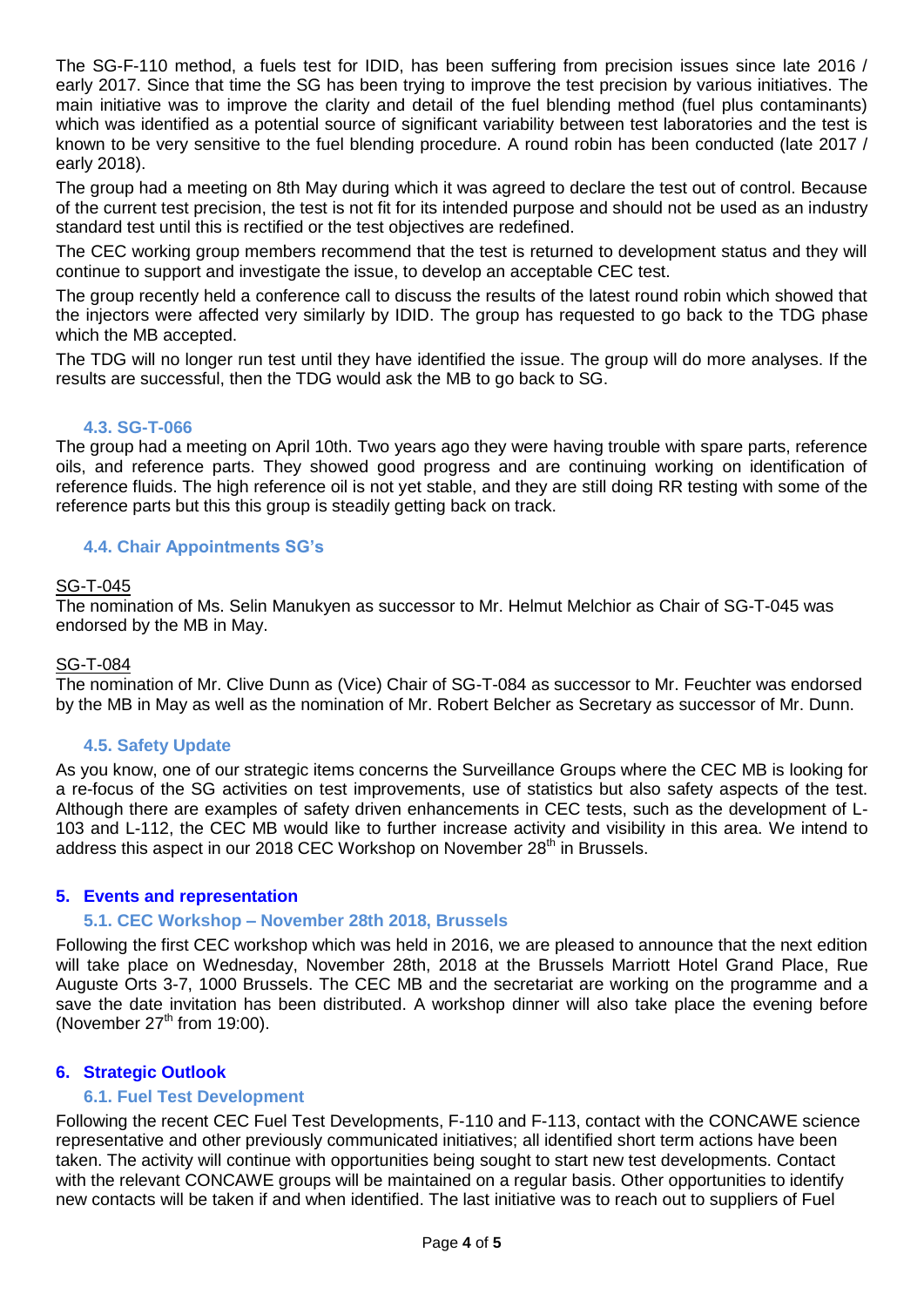The SG-F-110 method, a fuels test for IDID, has been suffering from precision issues since late 2016 / early 2017. Since that time the SG has been trying to improve the test precision by various initiatives. The main initiative was to improve the clarity and detail of the fuel blending method (fuel plus contaminants) which was identified as a potential source of significant variability between test laboratories and the test is known to be very sensitive to the fuel blending procedure. A round robin has been conducted (late 2017 / early 2018).

The group had a meeting on 8th May during which it was agreed to declare the test out of control. Because of the current test precision, the test is not fit for its intended purpose and should not be used as an industry standard test until this is rectified or the test objectives are redefined.

The CEC working group members recommend that the test is returned to development status and they will continue to support and investigate the issue, to develop an acceptable CEC test.

The group recently held a conference call to discuss the results of the latest round robin which showed that the injectors were affected very similarly by IDID. The group has requested to go back to the TDG phase which the MB accepted.

The TDG will no longer run test until they have identified the issue. The group will do more analyses. If the results are successful, then the TDG would ask the MB to go back to SG.

### 4.3. SG-T-066

The group had a meeting on April 10th. Two years ago they were having trouble with spare parts, reference oils, and reference parts. They showed good progress and are continuing working on identification of reference fluids. The high reference oil is not yet stable, and they are still doing RR testing with some of the reference parts but this this group is steadily getting back on track.

### 4.4. Chair Appointments SG's

SG-T-045

The nomination of Ms. Selin Manukyen as successor to Mr. Helmut Melchior as Chair of SG-T-045 was endorsed by the MB in May.

SG-T-084

The nomination of Mr. Clive Dunn as (Vice) Chair of SG-T-084 as successor to Mr. Feuchter was endorsed by the MB in May as well as the nomination of Mr. Robert Belcher as Secretary as successor of Mr. Dunn.

### 4.5. Safety Update

As you know, one of our strategic items concerns the Surveillance Groups where the CEC MB is looking for a re-focus of the SG activities on test improvements, use of statistics but also safety aspects of the test. Although there are examples of safety driven enhancements in CEC tests, such as the development of L-103 and L-112, the CEC MB would like to further increase activity and visibility in this area. We intend to address this aspect in our 2018 CEC Workshop on November 28th in Brussels.

## 5. Events and representation

### 5.1. CEC Workshop – November 28th 2018, Brussels

Following the first CEC workshop which was held in 2016, we are pleased to announce that the next edition will take place on Wednesday, November 28th, 2018 at the Brussels Marriott Hotel Grand Place, Rue Auguste Orts 3-7, 1000 Brussels. The CEC MB and the secretariat are working on the programme and a save the date invitation has been distributed. A workshop dinner will also take place the evening before (November 27th from 19:00).

## 6. Strategic Outlook

### 6.1. Fuel Test Development

Following the recent CEC Fuel Test Developments, F-110 and F-113, contact with the CONCAWE science representative and other previously communicated initiatives; all identified short term actions have been taken. The activity will continue with opportunities being sought to start new test developments. Contact with the relevant CONCAWE groups will be maintained on a regular basis. Other opportunities to identify new contacts will be taken if and when identified. The last initiative was to reach out to suppliers of Fuel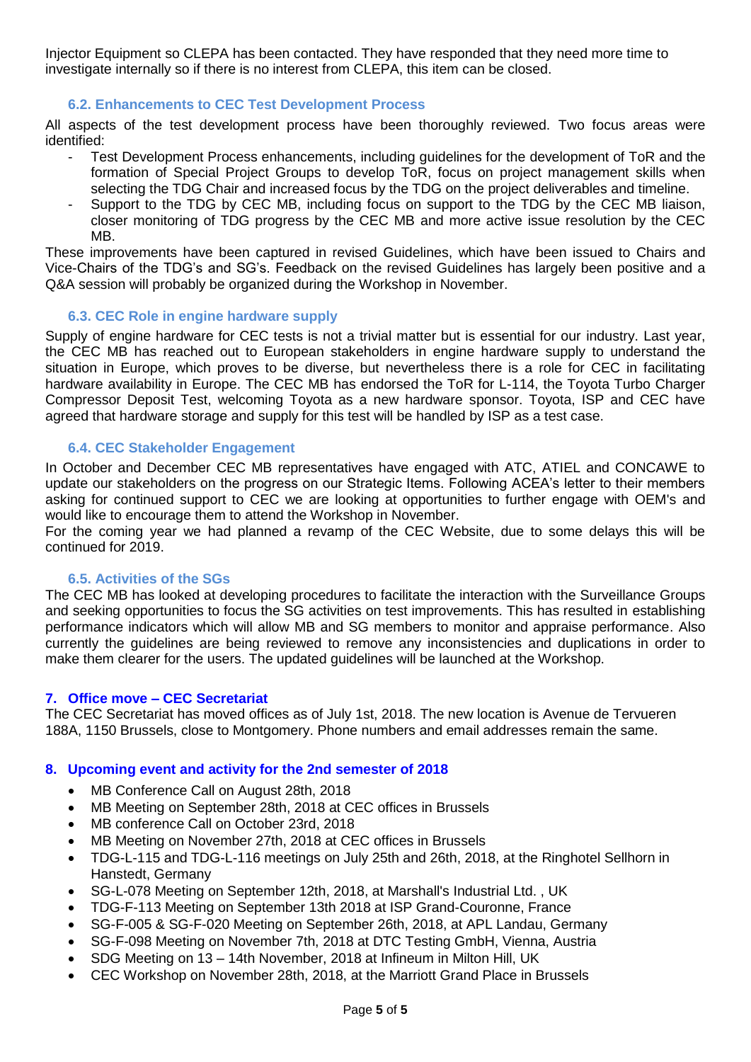Injector Equipment so CLEPA has been contacted. They have responded that they need more time to investigate internally so if there is no interest from CLEPA, this item can be closed.

### 6.2. Enhancements to CEC Test Development Process

All aspects of the test development process have been thoroughly reviewed. Two focus areas were identified:

- Test Development Process enhancements, including guidelines for the development of ToR and the formation of Special Project Groups to develop ToR, focus on project management skills when selecting the TDG Chair and increased focus by the TDG on the project deliverables and timeline.
- Support to the TDG by CEC MB, including focus on support to the TDG by the CEC MB liaison, closer monitoring of TDG progress by the CEC MB and more active issue resolution by the CEC MB.

These improvements have been captured in revised Guidelines, which have been issued to Chairs and Vice-Chairs of the TDG's and SG's. Feedback on the revised Guidelines has largely been positive and a Q&A session will probably be organized during the Workshop in November.

### 6.3. CEC Role in engine hardware supply

Supply of engine hardware for CEC tests is not a trivial matter but is essential for our industry. Last year, the CEC MB has reached out to European stakeholders in engine hardware supply to understand the situation in Europe, which proves to be diverse, but nevertheless there is a role for CEC in facilitating hardware availability in Europe. The CEC MB has endorsed the ToR for L-114, the Toyota Turbo Charger Compressor Deposit Test, welcoming Toyota as a new hardware sponsor. Toyota, ISP and CEC have agreed that hardware storage and supply for this test will be handled by ISP as a test case.

### 6.4. CEC Stakeholder Engagement

In October and December CEC MB representatives have engaged with ATC, ATIEL and CONCAWE to update our stakeholders on the progress on our Strategic Items. Following ACEA's letter to their members asking for continued support to CEC we are looking at opportunities to further engage with OEM's and would like to encourage them to attend the Workshop in November.

For the coming year we had planned a revamp of the CEC Website, due to some delays this will be continued for 2019.

### 6.5. Activities of the SGs

The CEC MB has looked at developing procedures to facilitate the interaction with the Surveillance Groups and seeking opportunities to focus the SG activities on test improvements. This has resulted in establishing performance indicators which will allow MB and SG members to monitor and appraise performance. Also currently the guidelines are being reviewed to remove any inconsistencies and duplications in order to make them clearer for the users. The updated guidelines will be launched at the Workshop.

## 7. Office move – CEC Secretariat

The CEC Secretariat has moved offices as of July 1st, 2018. The new location is Avenue de Tervueren 188A, 1150 Brussels, close to Montgomery. Phone numbers and email addresses remain the same.

## 8. Upcoming event and activity for the 2nd semester of 2018

- MB Conference Call on August 28th, 2018
- MB Meeting on September 28th, 2018 at CEC offices in Brussels
- MB conference Call on October 23rd, 2018
- MB Meeting on November 27th, 2018 at CEC offices in Brussels
- TDG-L-115 and TDG-L-116 meetings on July 25th and 26th, 2018, at the Ringhotel Sellhorn in Hanstedt, Germany
- SG-L-078 Meeting on September 12th, 2018, at Marshall's Industrial Ltd. , UK
- TDG-F-113 Meeting on September 13th 2018 at ISP Grand-Couronne, France
- SG-F-005 & SG-F-020 Meeting on September 26th, 2018, at APL Landau, Germany
- SG-F-098 Meeting on November 7th, 2018 at DTC Testing GmbH, Vienna, Austria
- SDG Meeting on 13 – 14th November, 2018 at Infineum in Milton Hill, UK
- CEC Workshop on November 28th, 2018, at the Marriott Grand Place in Brussels